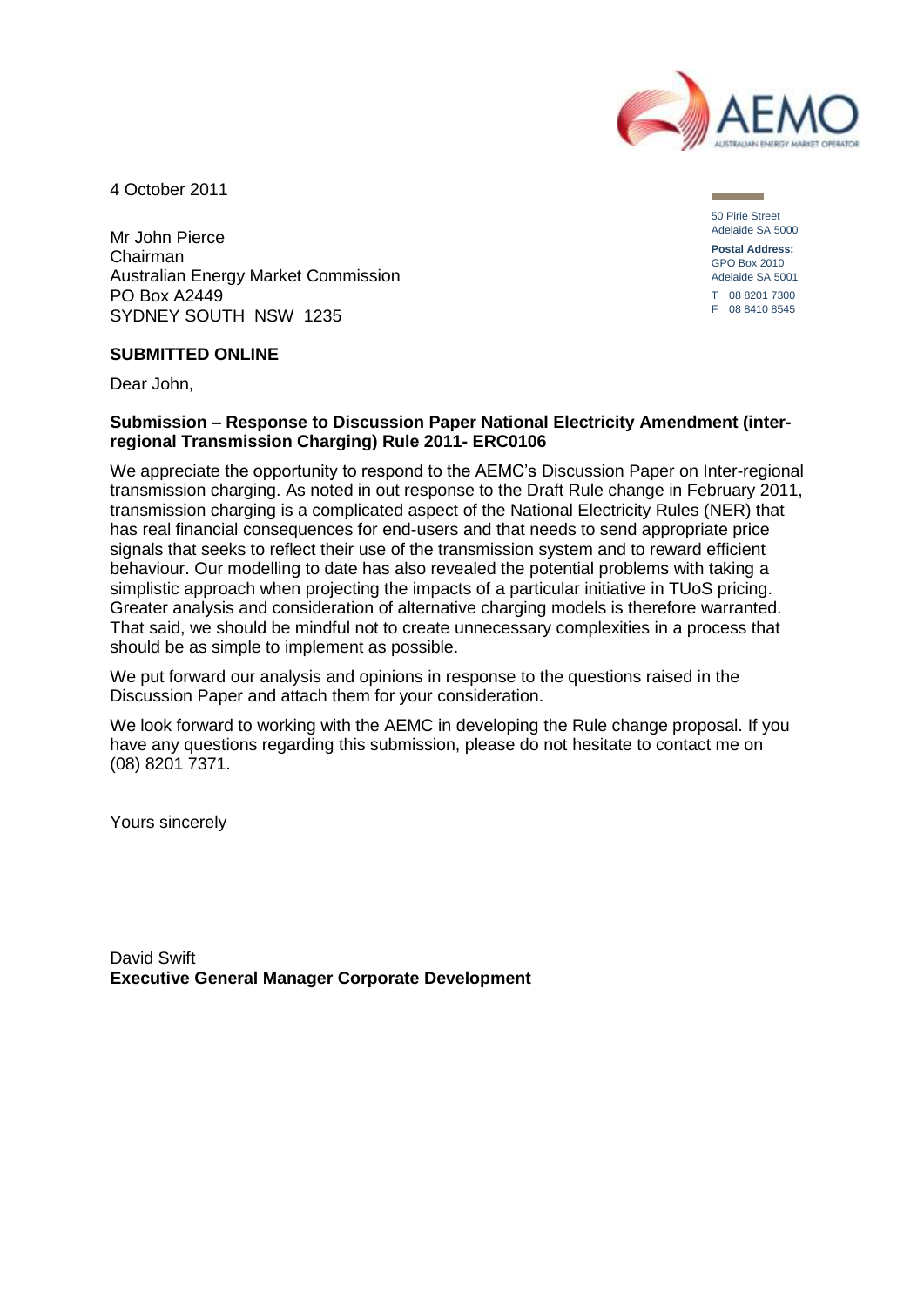4 October 2011

50 Pirie Street
Adelaide SA 5000

**Postal Address:**
GPO Box 2010
Adelaide SA 5001

T 08 8201 7300
F 08 8410 8545

Mr John Pierce
Chairman
Australian Energy Market Commission
PO Box A2449
SYDNEY SOUTH NSW 1235

**SUBMITTED ONLINE**

Dear John,

**Submission – Response to Discussion Paper National Electricity Amendment (inter-regional Transmission Charging) Rule 2011- ERC0106**

We appreciate the opportunity to respond to the AEMC's Discussion Paper on Inter-regional transmission charging. As noted in out response to the Draft Rule change in February 2011, transmission charging is a complicated aspect of the National Electricity Rules (NER) that has real financial consequences for end-users and that needs to send appropriate price signals that seeks to reflect their use of the transmission system and to reward efficient behaviour. Our modelling to date has also revealed the potential problems with taking a simplistic approach when projecting the impacts of a particular initiative in TUoS pricing. Greater analysis and consideration of alternative charging models is therefore warranted. That said, we should be mindful not to create unnecessary complexities in a process that should be as simple to implement as possible.

We put forward our analysis and opinions in response to the questions raised in the Discussion Paper and attach them for your consideration.

We look forward to working with the AEMC in developing the Rule change proposal. If you have any questions regarding this submission, please do not hesitate to contact me on (08) 8201 7371.

Yours sincerely

David Swift
**Executive General Manager Corporate Development**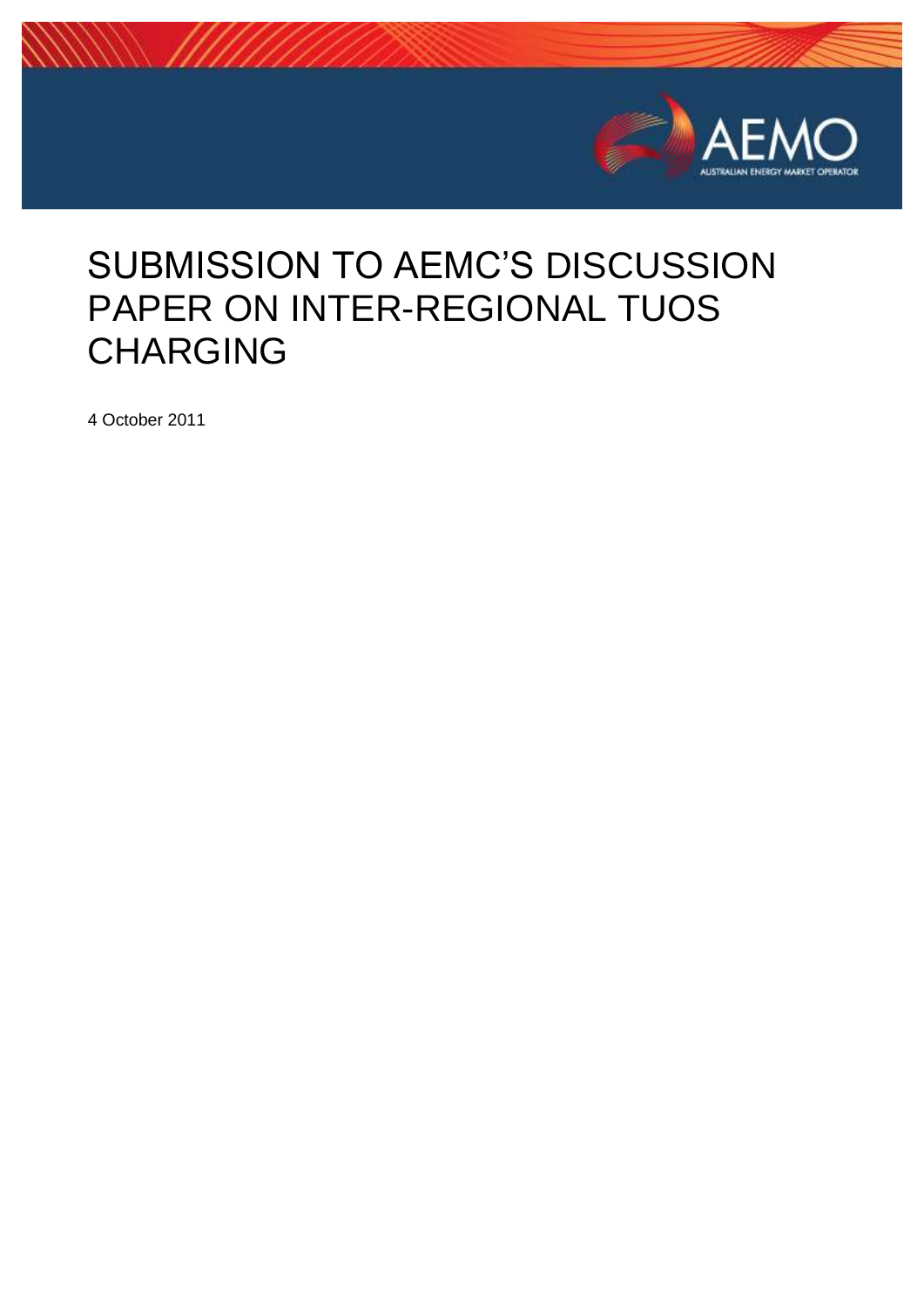# SUBMISSION TO AEMC'S DISCUSSION PAPER ON INTER-REGIONAL TUOS CHARGING

4 October 2011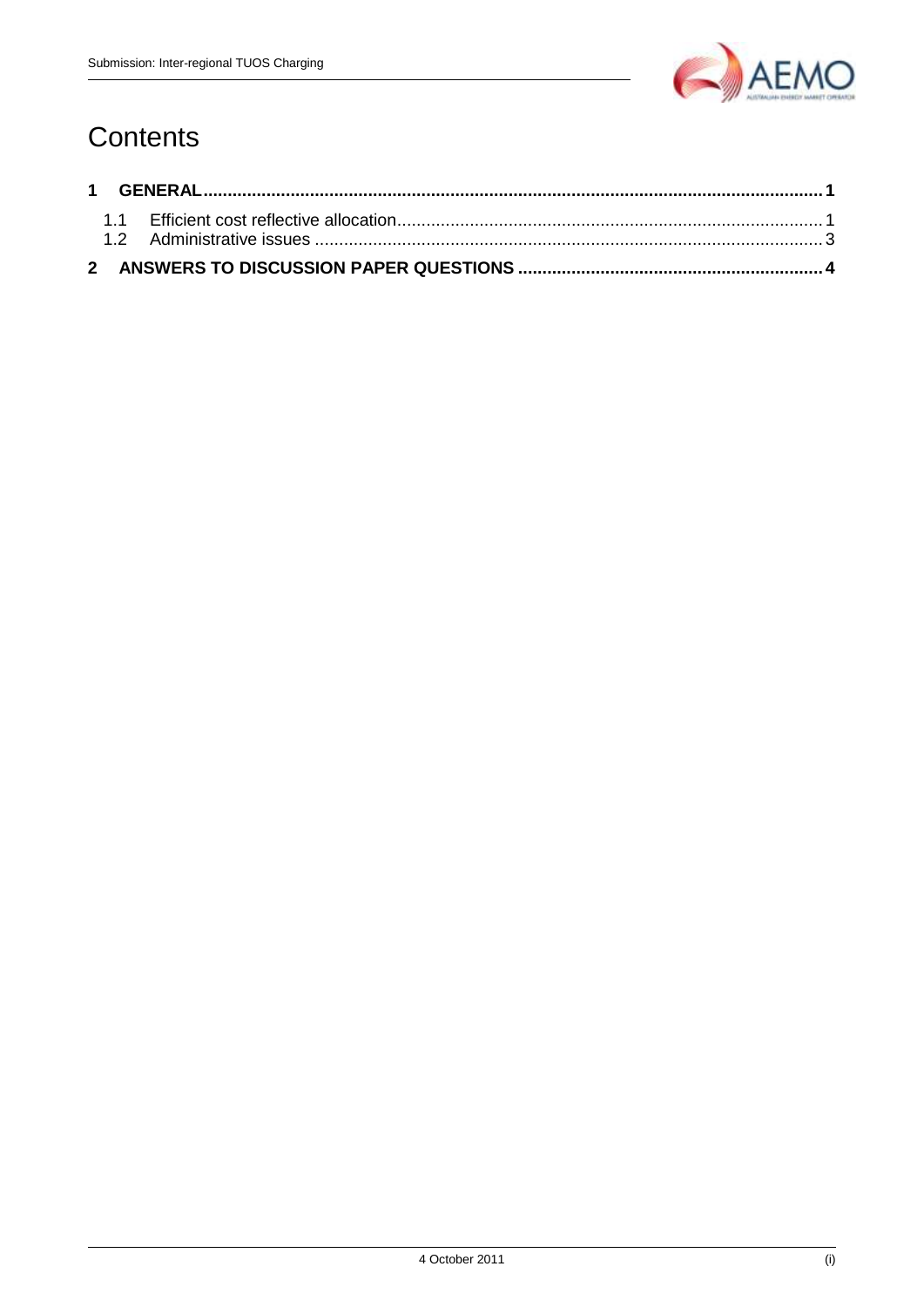# Contents

**1 GENERAL ........................................................................................ 1**

1.1 Efficient cost reflective allocation ........................................................ 1

1.2 Administrative issues ........................................................................ 3

**2 ANSWERS TO DISCUSSION PAPER QUESTIONS ............................................ 4**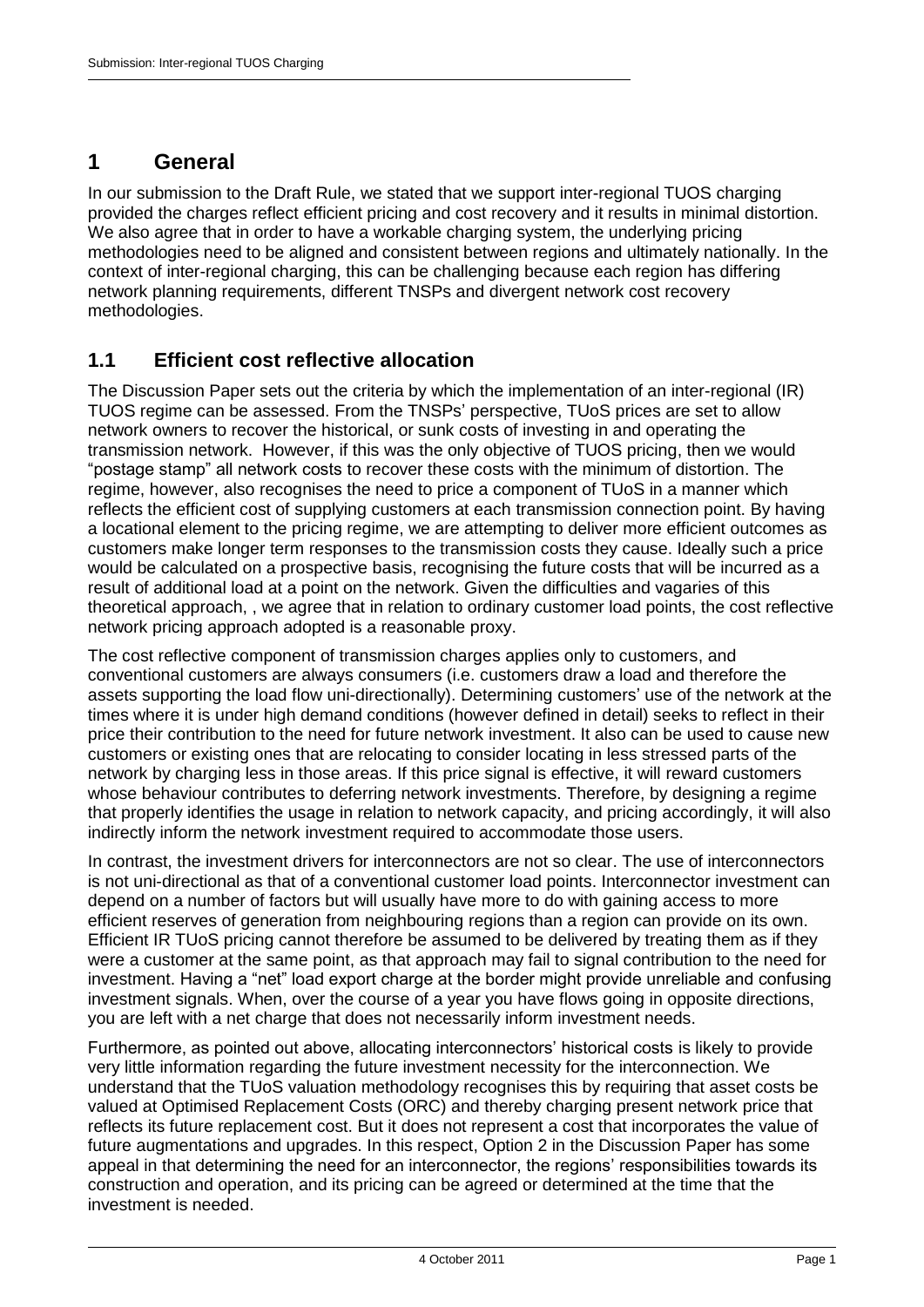# 1 General

In our submission to the Draft Rule, we stated that we support inter-regional TUOS charging provided the charges reflect efficient pricing and cost recovery and it results in minimal distortion. We also agree that in order to have a workable charging system, the underlying pricing methodologies need to be aligned and consistent between regions and ultimately nationally. In the context of inter-regional charging, this can be challenging because each region has differing network planning requirements, different TNSPs and divergent network cost recovery methodologies.

## 1.1 Efficient cost reflective allocation

The Discussion Paper sets out the criteria by which the implementation of an inter-regional (IR) TUOS regime can be assessed. From the TNSPs' perspective, TUoS prices are set to allow network owners to recover the historical, or sunk costs of investing in and operating the transmission network. However, if this was the only objective of TUOS pricing, then we would "postage stamp" all network costs to recover these costs with the minimum of distortion. The regime, however, also recognises the need to price a component of TUoS in a manner which reflects the efficient cost of supplying customers at each transmission connection point. By having a locational element to the pricing regime, we are attempting to deliver more efficient outcomes as customers make longer term responses to the transmission costs they cause. Ideally such a price would be calculated on a prospective basis, recognising the future costs that will be incurred as a result of additional load at a point on the network. Given the difficulties and vagaries of this theoretical approach, , we agree that in relation to ordinary customer load points, the cost reflective network pricing approach adopted is a reasonable proxy.

The cost reflective component of transmission charges applies only to customers, and conventional customers are always consumers (i.e. customers draw a load and therefore the assets supporting the load flow uni-directionally). Determining customers' use of the network at the times where it is under high demand conditions (however defined in detail) seeks to reflect in their price their contribution to the need for future network investment. It also can be used to cause new customers or existing ones that are relocating to consider locating in less stressed parts of the network by charging less in those areas. If this price signal is effective, it will reward customers whose behaviour contributes to deferring network investments. Therefore, by designing a regime that properly identifies the usage in relation to network capacity, and pricing accordingly, it will also indirectly inform the network investment required to accommodate those users.

In contrast, the investment drivers for interconnectors are not so clear. The use of interconnectors is not uni-directional as that of a conventional customer load points. Interconnector investment can depend on a number of factors but will usually have more to do with gaining access to more efficient reserves of generation from neighbouring regions than a region can provide on its own. Efficient IR TUoS pricing cannot therefore be assumed to be delivered by treating them as if they were a customer at the same point, as that approach may fail to signal contribution to the need for investment. Having a "net" load export charge at the border might provide unreliable and confusing investment signals. When, over the course of a year you have flows going in opposite directions, you are left with a net charge that does not necessarily inform investment needs.

Furthermore, as pointed out above, allocating interconnectors' historical costs is likely to provide very little information regarding the future investment necessity for the interconnection. We understand that the TUoS valuation methodology recognises this by requiring that asset costs be valued at Optimised Replacement Costs (ORC) and thereby charging present network price that reflects its future replacement cost. But it does not represent a cost that incorporates the value of future augmentations and upgrades. In this respect, Option 2 in the Discussion Paper has some appeal in that determining the need for an interconnector, the regions' responsibilities towards its construction and operation, and its pricing can be agreed or determined at the time that the investment is needed.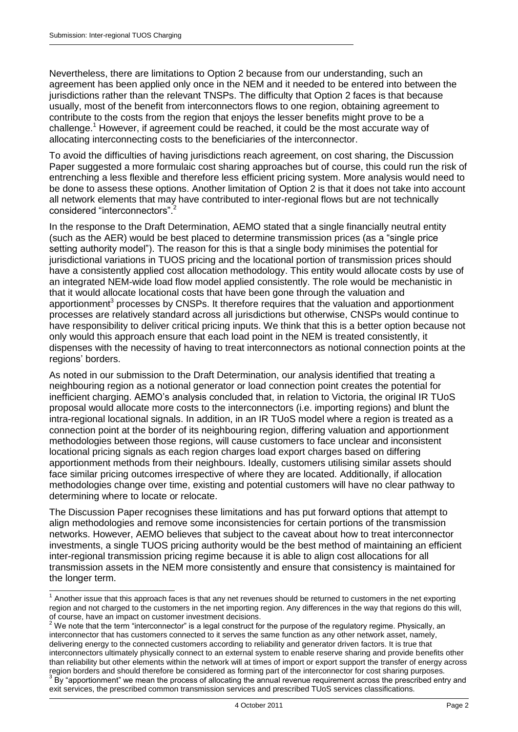Nevertheless, there are limitations to Option 2 because from our understanding, such an agreement has been applied only once in the NEM and it needed to be entered into between the jurisdictions rather than the relevant TNSPs. The difficulty that Option 2 faces is that because usually, most of the benefit from interconnectors flows to one region, obtaining agreement to contribute to the costs from the region that enjoys the lesser benefits might prove to be a challenge.[1] However, if agreement could be reached, it could be the most accurate way of allocating interconnecting costs to the beneficiaries of the interconnector.

To avoid the difficulties of having jurisdictions reach agreement, on cost sharing, the Discussion Paper suggested a more formulaic cost sharing approaches but of course, this could run the risk of entrenching a less flexible and therefore less efficient pricing system. More analysis would need to be done to assess these options. Another limitation of Option 2 is that it does not take into account all network elements that may have contributed to inter-regional flows but are not technically considered "interconnectors".[2]

In the response to the Draft Determination, AEMO stated that a single financially neutral entity (such as the AER) would be best placed to determine transmission prices (as a "single price setting authority model"). The reason for this is that a single body minimises the potential for jurisdictional variations in TUOS pricing and the locational portion of transmission prices should have a consistently applied cost allocation methodology. This entity would allocate costs by use of an integrated NEM-wide load flow model applied consistently. The role would be mechanistic in that it would allocate locational costs that have been gone through the valuation and apportionment[3] processes by CNSPs. It therefore requires that the valuation and apportionment processes are relatively standard across all jurisdictions but otherwise, CNSPs would continue to have responsibility to deliver critical pricing inputs. We think that this is a better option because not only would this approach ensure that each load point in the NEM is treated consistently, it dispenses with the necessity of having to treat interconnectors as notional connection points at the regions' borders.

As noted in our submission to the Draft Determination, our analysis identified that treating a neighbouring region as a notional generator or load connection point creates the potential for inefficient charging. AEMO's analysis concluded that, in relation to Victoria, the original IR TUoS proposal would allocate more costs to the interconnectors (i.e. importing regions) and blunt the intra-regional locational signals. In addition, in an IR TUoS model where a region is treated as a connection point at the border of its neighbouring region, differing valuation and apportionment methodologies between those regions, will cause customers to face unclear and inconsistent locational pricing signals as each region charges load export charges based on differing apportionment methods from their neighbours. Ideally, customers utilising similar assets should face similar pricing outcomes irrespective of where they are located. Additionally, if allocation methodologies change over time, existing and potential customers will have no clear pathway to determining where to locate or relocate.

The Discussion Paper recognises these limitations and has put forward options that attempt to align methodologies and remove some inconsistencies for certain portions of the transmission networks. However, AEMO believes that subject to the caveat about how to treat interconnector investments, a single TUOS pricing authority would be the best method of maintaining an efficient inter-regional transmission pricing regime because it is able to align cost allocations for all transmission assets in the NEM more consistently and ensure that consistency is maintained for the longer term.

---

[1] Another issue that this approach faces is that any net revenues should be returned to customers in the net exporting region and not charged to the customers in the net importing region. Any differences in the way that regions do this will, of course, have an impact on customer investment decisions.

[2] We note that the term "interconnector" is a legal construct for the purpose of the regulatory regime. Physically, an interconnector that has customers connected to it serves the same function as any other network asset, namely, delivering energy to the connected customers according to reliability and generator driven factors. It is true that interconnectors ultimately physically connect to an external system to enable reserve sharing and provide benefits other than reliability but other elements within the network will at times of import or export support the transfer of energy across region borders and should therefore be considered as forming part of the interconnector for cost sharing purposes.

[3] By "apportionment" we mean the process of allocating the annual revenue requirement across the prescribed entry and exit services, the prescribed common transmission services and prescribed TUoS services classifications.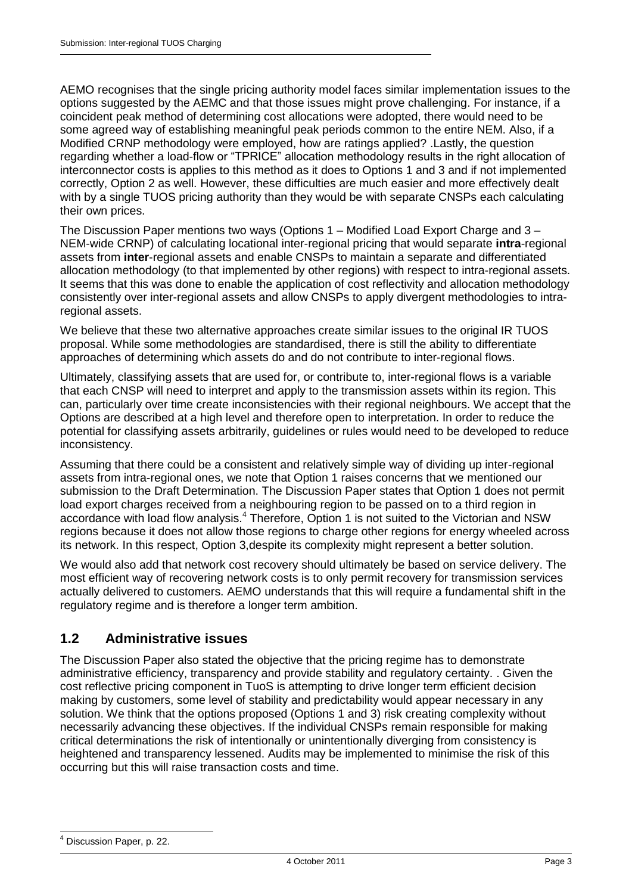AEMO recognises that the single pricing authority model faces similar implementation issues to the options suggested by the AEMC and that those issues might prove challenging. For instance, if a coincident peak method of determining cost allocations were adopted, there would need to be some agreed way of establishing meaningful peak periods common to the entire NEM. Also, if a Modified CRNP methodology were employed, how are ratings applied? .Lastly, the question regarding whether a load-flow or "TPRICE" allocation methodology results in the right allocation of interconnector costs is applies to this method as it does to Options 1 and 3 and if not implemented correctly, Option 2 as well. However, these difficulties are much easier and more effectively dealt with by a single TUOS pricing authority than they would be with separate CNSPs each calculating their own prices.

The Discussion Paper mentions two ways (Options 1 – Modified Load Export Charge and 3 – NEM-wide CRNP) of calculating locational inter-regional pricing that would separate **intra**-regional assets from **inter**-regional assets and enable CNSPs to maintain a separate and differentiated allocation methodology (to that implemented by other regions) with respect to intra-regional assets. It seems that this was done to enable the application of cost reflectivity and allocation methodology consistently over inter-regional assets and allow CNSPs to apply divergent methodologies to intra-regional assets.

We believe that these two alternative approaches create similar issues to the original IR TUOS proposal. While some methodologies are standardised, there is still the ability to differentiate approaches of determining which assets do and do not contribute to inter-regional flows.

Ultimately, classifying assets that are used for, or contribute to, inter-regional flows is a variable that each CNSP will need to interpret and apply to the transmission assets within its region. This can, particularly over time create inconsistencies with their regional neighbours. We accept that the Options are described at a high level and therefore open to interpretation. In order to reduce the potential for classifying assets arbitrarily, guidelines or rules would need to be developed to reduce inconsistency.

Assuming that there could be a consistent and relatively simple way of dividing up inter-regional assets from intra-regional ones, we note that Option 1 raises concerns that we mentioned our submission to the Draft Determination. The Discussion Paper states that Option 1 does not permit load export charges received from a neighbouring region to be passed on to a third region in accordance with load flow analysis.[4] Therefore, Option 1 is not suited to the Victorian and NSW regions because it does not allow those regions to charge other regions for energy wheeled across its network. In this respect, Option 3,despite its complexity might represent a better solution.

We would also add that network cost recovery should ultimately be based on service delivery. The most efficient way of recovering network costs is to only permit recovery for transmission services actually delivered to customers. AEMO understands that this will require a fundamental shift in the regulatory regime and is therefore a longer term ambition.

## 1.2 Administrative issues

The Discussion Paper also stated the objective that the pricing regime has to demonstrate administrative efficiency, transparency and provide stability and regulatory certainty. . Given the cost reflective pricing component in TuoS is attempting to drive longer term efficient decision making by customers, some level of stability and predictability would appear necessary in any solution. We think that the options proposed (Options 1 and 3) risk creating complexity without necessarily advancing these objectives. If the individual CNSPs remain responsible for making critical determinations the risk of intentionally or unintentionally diverging from consistency is heightened and transparency lessened. Audits may be implemented to minimise the risk of this occurring but this will raise transaction costs and time.

[4] Discussion Paper, p. 22.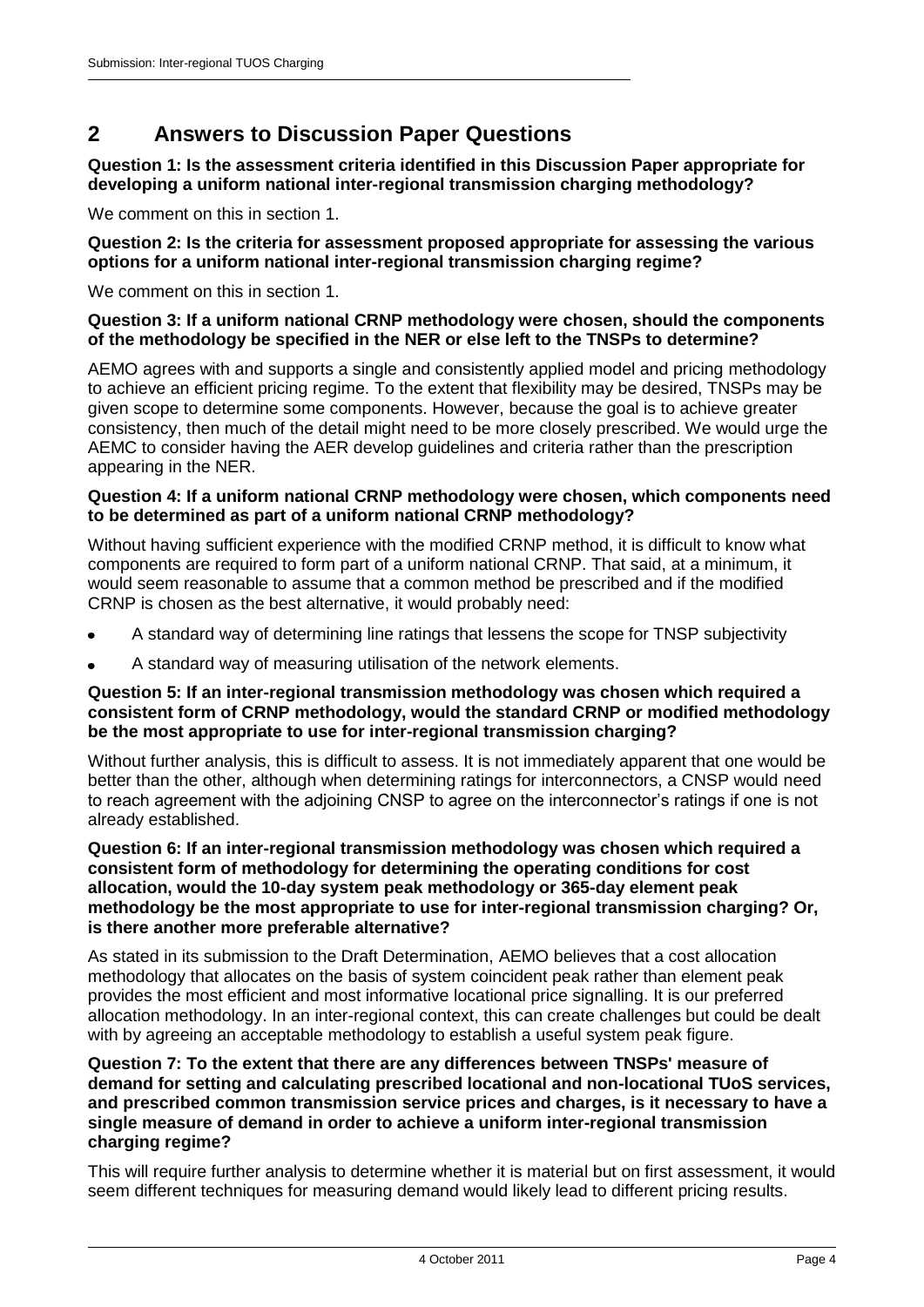## 2 Answers to Discussion Paper Questions

**Question 1: Is the assessment criteria identified in this Discussion Paper appropriate for developing a uniform national inter-regional transmission charging methodology?**

We comment on this in section 1.

**Question 2: Is the criteria for assessment proposed appropriate for assessing the various options for a uniform national inter-regional transmission charging regime?**

We comment on this in section 1.

**Question 3: If a uniform national CRNP methodology were chosen, should the components of the methodology be specified in the NER or else left to the TNSPs to determine?**

AEMO agrees with and supports a single and consistently applied model and pricing methodology to achieve an efficient pricing regime. To the extent that flexibility may be desired, TNSPs may be given scope to determine some components. However, because the goal is to achieve greater consistency, then much of the detail might need to be more closely prescribed. We would urge the AEMC to consider having the AER develop guidelines and criteria rather than the prescription appearing in the NER.

**Question 4: If a uniform national CRNP methodology were chosen, which components need to be determined as part of a uniform national CRNP methodology?**

Without having sufficient experience with the modified CRNP method, it is difficult to know what components are required to form part of a uniform national CRNP. That said, at a minimum, it would seem reasonable to assume that a common method be prescribed and if the modified CRNP is chosen as the best alternative, it would probably need:

- A standard way of determining line ratings that lessens the scope for TNSP subjectivity
- A standard way of measuring utilisation of the network elements.

**Question 5: If an inter-regional transmission methodology was chosen which required a consistent form of CRNP methodology, would the standard CRNP or modified methodology be the most appropriate to use for inter-regional transmission charging?**

Without further analysis, this is difficult to assess. It is not immediately apparent that one would be better than the other, although when determining ratings for interconnectors, a CNSP would need to reach agreement with the adjoining CNSP to agree on the interconnector's ratings if one is not already established.

**Question 6: If an inter-regional transmission methodology was chosen which required a consistent form of methodology for determining the operating conditions for cost allocation, would the 10-day system peak methodology or 365-day element peak methodology be the most appropriate to use for inter-regional transmission charging? Or, is there another more preferable alternative?**

As stated in its submission to the Draft Determination, AEMO believes that a cost allocation methodology that allocates on the basis of system coincident peak rather than element peak provides the most efficient and most informative locational price signalling. It is our preferred allocation methodology. In an inter-regional context, this can create challenges but could be dealt with by agreeing an acceptable methodology to establish a useful system peak figure.

**Question 7: To the extent that there are any differences between TNSPs' measure of demand for setting and calculating prescribed locational and non-locational TUoS services, and prescribed common transmission service prices and charges, is it necessary to have a single measure of demand in order to achieve a uniform inter-regional transmission charging regime?**

This will require further analysis to determine whether it is material but on first assessment, it would seem different techniques for measuring demand would likely lead to different pricing results.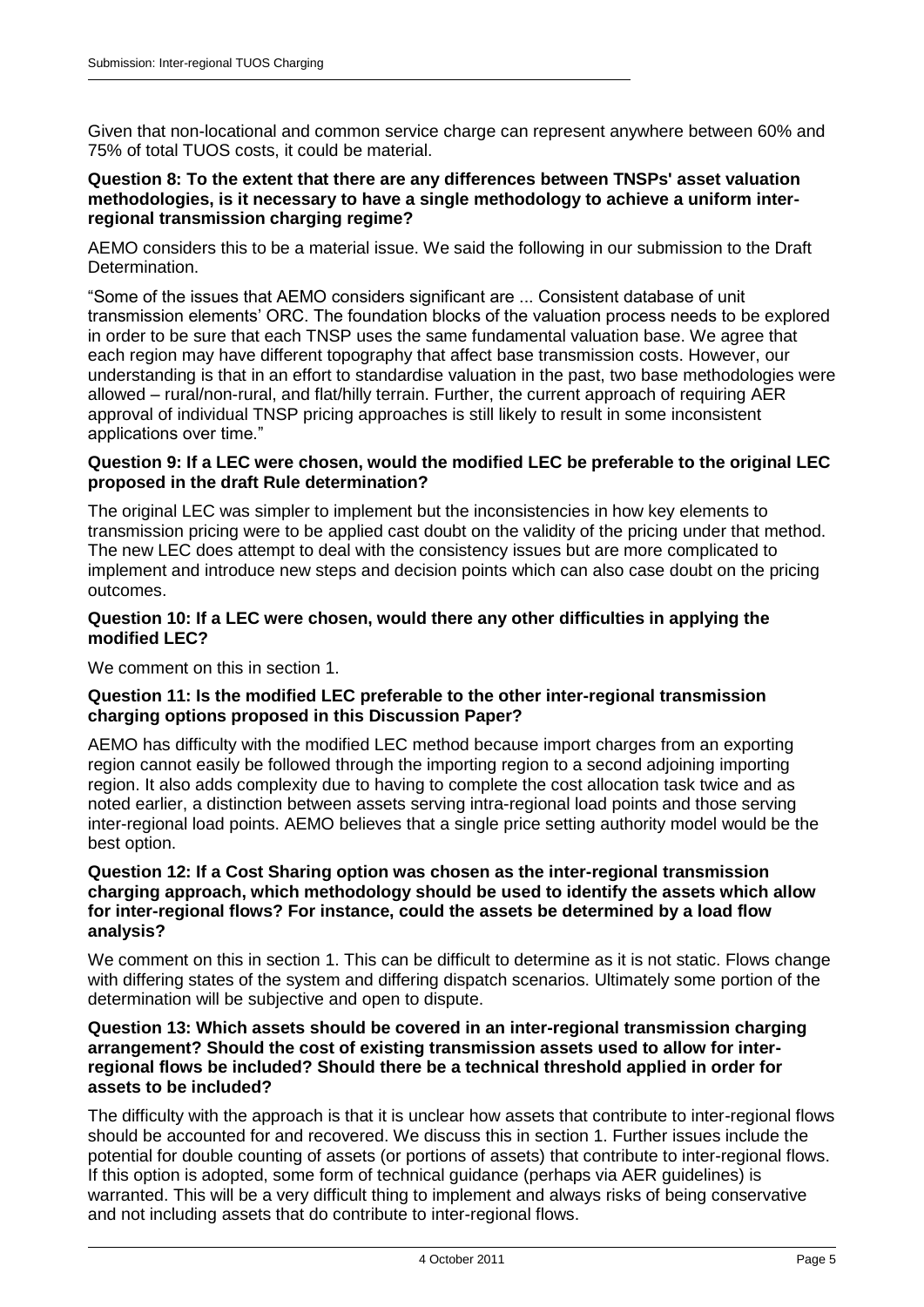Given that non-locational and common service charge can represent anywhere between 60% and 75% of total TUOS costs, it could be material.

**Question 8: To the extent that there are any differences between TNSPs' asset valuation methodologies, is it necessary to have a single methodology to achieve a uniform inter-regional transmission charging regime?**

AEMO considers this to be a material issue. We said the following in our submission to the Draft Determination.

"Some of the issues that AEMO considers significant are ... Consistent database of unit transmission elements' ORC. The foundation blocks of the valuation process needs to be explored in order to be sure that each TNSP uses the same fundamental valuation base. We agree that each region may have different topography that affect base transmission costs. However, our understanding is that in an effort to standardise valuation in the past, two base methodologies were allowed – rural/non-rural, and flat/hilly terrain. Further, the current approach of requiring AER approval of individual TNSP pricing approaches is still likely to result in some inconsistent applications over time."

**Question 9: If a LEC were chosen, would the modified LEC be preferable to the original LEC proposed in the draft Rule determination?**

The original LEC was simpler to implement but the inconsistencies in how key elements to transmission pricing were to be applied cast doubt on the validity of the pricing under that method. The new LEC does attempt to deal with the consistency issues but are more complicated to implement and introduce new steps and decision points which can also case doubt on the pricing outcomes.

**Question 10: If a LEC were chosen, would there any other difficulties in applying the modified LEC?**

We comment on this in section 1.

**Question 11: Is the modified LEC preferable to the other inter-regional transmission charging options proposed in this Discussion Paper?**

AEMO has difficulty with the modified LEC method because import charges from an exporting region cannot easily be followed through the importing region to a second adjoining importing region. It also adds complexity due to having to complete the cost allocation task twice and as noted earlier, a distinction between assets serving intra-regional load points and those serving inter-regional load points. AEMO believes that a single price setting authority model would be the best option.

**Question 12: If a Cost Sharing option was chosen as the inter-regional transmission charging approach, which methodology should be used to identify the assets which allow for inter-regional flows? For instance, could the assets be determined by a load flow analysis?**

We comment on this in section 1. This can be difficult to determine as it is not static. Flows change with differing states of the system and differing dispatch scenarios. Ultimately some portion of the determination will be subjective and open to dispute.

**Question 13: Which assets should be covered in an inter-regional transmission charging arrangement? Should the cost of existing transmission assets used to allow for inter-regional flows be included? Should there be a technical threshold applied in order for assets to be included?**

The difficulty with the approach is that it is unclear how assets that contribute to inter-regional flows should be accounted for and recovered. We discuss this in section 1. Further issues include the potential for double counting of assets (or portions of assets) that contribute to inter-regional flows. If this option is adopted, some form of technical guidance (perhaps via AER guidelines) is warranted. This will be a very difficult thing to implement and always risks of being conservative and not including assets that do contribute to inter-regional flows.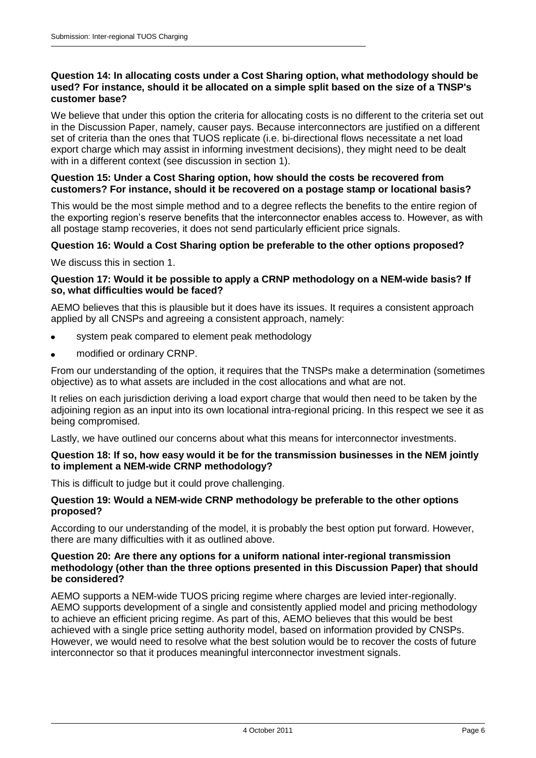**Question 14: In allocating costs under a Cost Sharing option, what methodology should be used? For instance, should it be allocated on a simple split based on the size of a TNSP's customer base?**

We believe that under this option the criteria for allocating costs is no different to the criteria set out in the Discussion Paper, namely, causer pays. Because interconnectors are justified on a different set of criteria than the ones that TUOS replicate (i.e. bi-directional flows necessitate a net load export charge which may assist in informing investment decisions), they might need to be dealt with in a different context (see discussion in section 1).

**Question 15: Under a Cost Sharing option, how should the costs be recovered from customers? For instance, should it be recovered on a postage stamp or locational basis?**

This would be the most simple method and to a degree reflects the benefits to the entire region of the exporting region's reserve benefits that the interconnector enables access to. However, as with all postage stamp recoveries, it does not send particularly efficient price signals.

**Question 16: Would a Cost Sharing option be preferable to the other options proposed?**

We discuss this in section 1.

**Question 17: Would it be possible to apply a CRNP methodology on a NEM-wide basis? If so, what difficulties would be faced?**

AEMO believes that this is plausible but it does have its issues. It requires a consistent approach applied by all CNSPs and agreeing a consistent approach, namely:

- system peak compared to element peak methodology
- modified or ordinary CRNP.

From our understanding of the option, it requires that the TNSPs make a determination (sometimes objective) as to what assets are included in the cost allocations and what are not.

It relies on each jurisdiction deriving a load export charge that would then need to be taken by the adjoining region as an input into its own locational intra-regional pricing. In this respect we see it as being compromised.

Lastly, we have outlined our concerns about what this means for interconnector investments.

**Question 18: If so, how easy would it be for the transmission businesses in the NEM jointly to implement a NEM-wide CRNP methodology?**

This is difficult to judge but it could prove challenging.

**Question 19: Would a NEM-wide CRNP methodology be preferable to the other options proposed?**

According to our understanding of the model, it is probably the best option put forward. However, there are many difficulties with it as outlined above.

**Question 20: Are there any options for a uniform national inter-regional transmission methodology (other than the three options presented in this Discussion Paper) that should be considered?**

AEMO supports a NEM-wide TUOS pricing regime where charges are levied inter-regionally. AEMO supports development of a single and consistently applied model and pricing methodology to achieve an efficient pricing regime. As part of this, AEMO believes that this would be best achieved with a single price setting authority model, based on information provided by CNSPs. However, we would need to resolve what the best solution would be to recover the costs of future interconnector so that it produces meaningful interconnector investment signals.